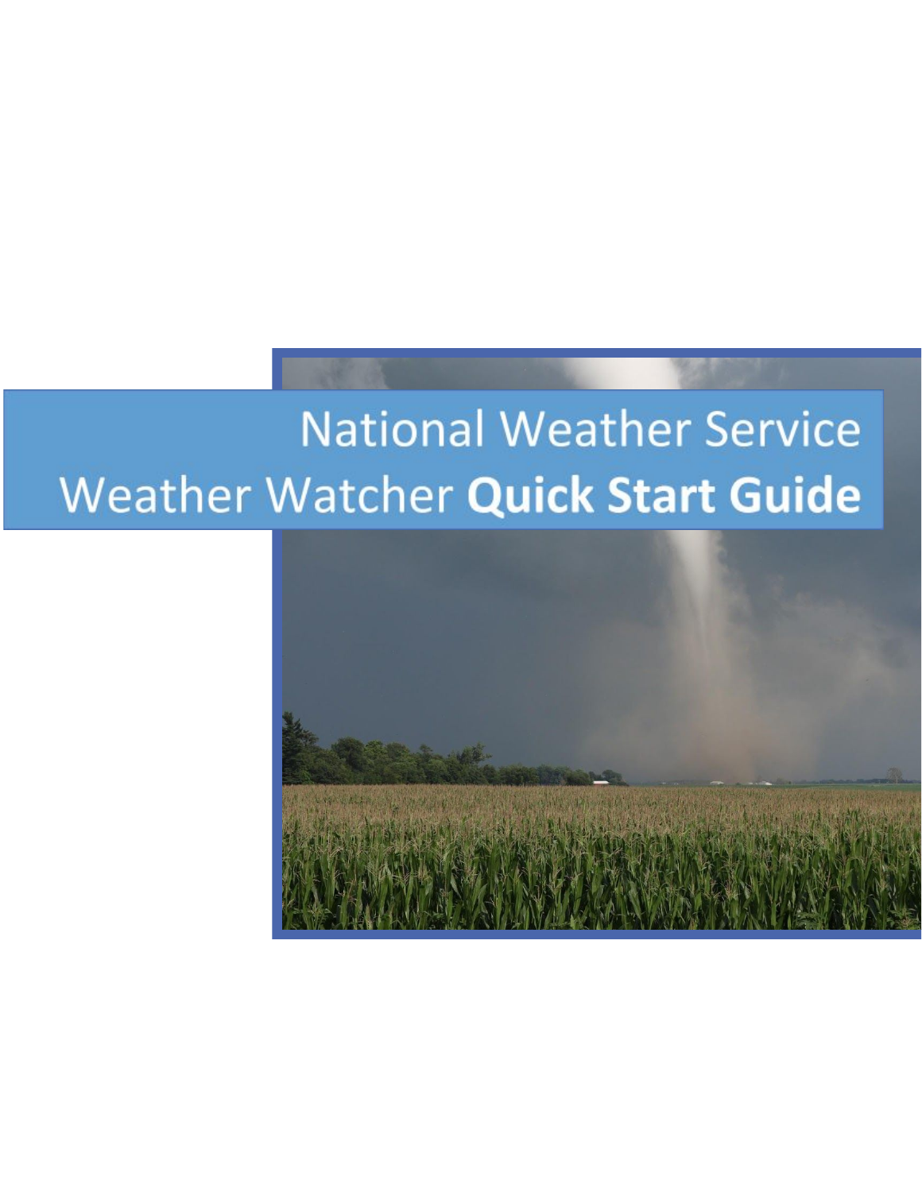# National Weather Service

# Weather Watcher **Quick Start Guide**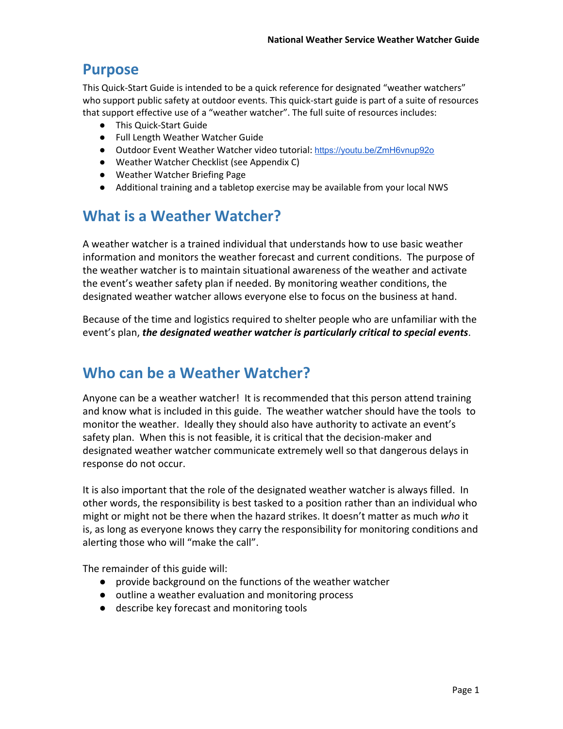## Purpose

This Quick-Start Guide is intended to be a quick reference for designated "weather watchers" who support public safety at outdoor events. This quick-start guide is part of a suite of resources that support effective use of a "weather watcher". The full suite of resources includes:

- This Quick-Start Guide
- Full Length Weather Watcher Guide
- Outdoor Event Weather Watcher video tutorial: https://youtu.be/ZmH6vnup92o
- Weather Watcher Checklist (see Appendix C)
- Weather Watcher Briefing Page
- Additional training and a tabletop exercise may be available from your local NWS

## What is a Weather Watcher?

A weather watcher is a trained individual that understands how to use basic weather information and monitors the weather forecast and current conditions. The purpose of the weather watcher is to maintain situational awareness of the weather and activate the event's weather safety plan if needed. By monitoring weather conditions, the designated weather watcher allows everyone else to focus on the business at hand.

Because of the time and logistics required to shelter people who are unfamiliar with the event's plan, ***the designated weather watcher is particularly critical to special events***.

## Who can be a Weather Watcher?

Anyone can be a weather watcher! It is recommended that this person attend training and know what is included in this guide. The weather watcher should have the tools to monitor the weather. Ideally they should also have authority to activate an event's safety plan. When this is not feasible, it is critical that the decision-maker and designated weather watcher communicate extremely well so that dangerous delays in response do not occur.

It is also important that the role of the designated weather watcher is always filled. In other words, the responsibility is best tasked to a position rather than an individual who might or might not be there when the hazard strikes. It doesn't matter as much *who* it is, as long as everyone knows they carry the responsibility for monitoring conditions and alerting those who will "make the call".

The remainder of this guide will:

- provide background on the functions of the weather watcher
- outline a weather evaluation and monitoring process
- describe key forecast and monitoring tools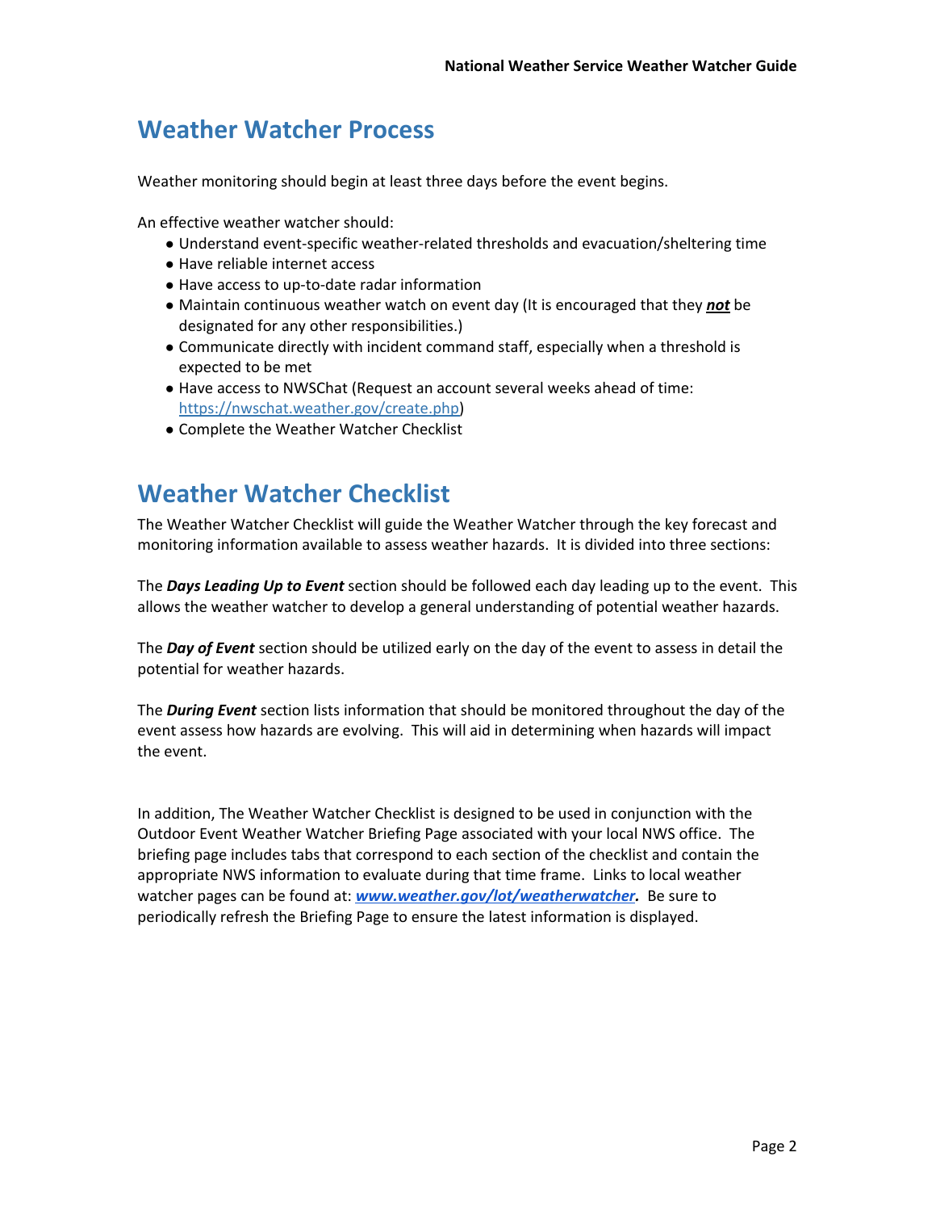# Weather Watcher Process

Weather monitoring should begin at least three days before the event begins.

An effective weather watcher should:

- Understand event-specific weather-related thresholds and evacuation/sheltering time
- Have reliable internet access
- Have access to up-to-date radar information
- Maintain continuous weather watch on event day (It is encouraged that they ***not*** be designated for any other responsibilities.)
- Communicate directly with incident command staff, especially when a threshold is expected to be met
- Have access to NWSChat (Request an account several weeks ahead of time: https://nwschat.weather.gov/create.php)
- Complete the Weather Watcher Checklist

# Weather Watcher Checklist

The Weather Watcher Checklist will guide the Weather Watcher through the key forecast and monitoring information available to assess weather hazards. It is divided into three sections:

The ***Days Leading Up to Event*** section should be followed each day leading up to the event. This allows the weather watcher to develop a general understanding of potential weather hazards.

The ***Day of Event*** section should be utilized early on the day of the event to assess in detail the potential for weather hazards.

The ***During Event*** section lists information that should be monitored throughout the day of the event assess how hazards are evolving. This will aid in determining when hazards will impact the event.

In addition, The Weather Watcher Checklist is designed to be used in conjunction with the Outdoor Event Weather Watcher Briefing Page associated with your local NWS office. The briefing page includes tabs that correspond to each section of the checklist and contain the appropriate NWS information to evaluate during that time frame. Links to local weather watcher pages can be found at: ***www.weather.gov/lot/weatherwatcher.*** Be sure to periodically refresh the Briefing Page to ensure the latest information is displayed.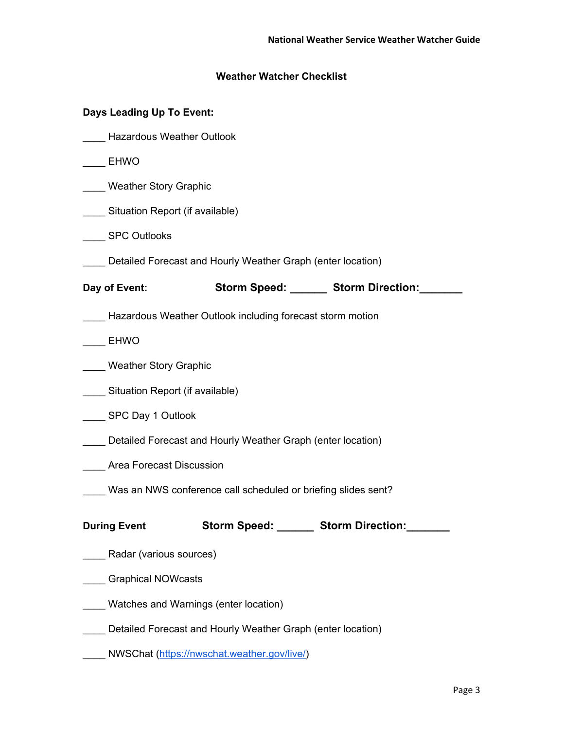## Weather Watcher Checklist

**Days Leading Up To Event:**

____ Hazardous Weather Outlook

____ EHWO

____ Weather Story Graphic

____ Situation Report (if available)

____ SPC Outlooks

____ Detailed Forecast and Hourly Weather Graph (enter location)

**Day of Event:** **Storm Speed: ______ Storm Direction:_______**

____ Hazardous Weather Outlook including forecast storm motion

____ EHWO

____ Weather Story Graphic

____ Situation Report (if available)

____ SPC Day 1 Outlook

____ Detailed Forecast and Hourly Weather Graph (enter location)

____ Area Forecast Discussion

____ Was an NWS conference call scheduled or briefing slides sent?

**During Event** **Storm Speed: ______ Storm Direction:_______**

____ Radar (various sources)

____ Graphical NOWcasts

____ Watches and Warnings (enter location)

____ Detailed Forecast and Hourly Weather Graph (enter location)

____ NWSChat (https://nwschat.weather.gov/live/)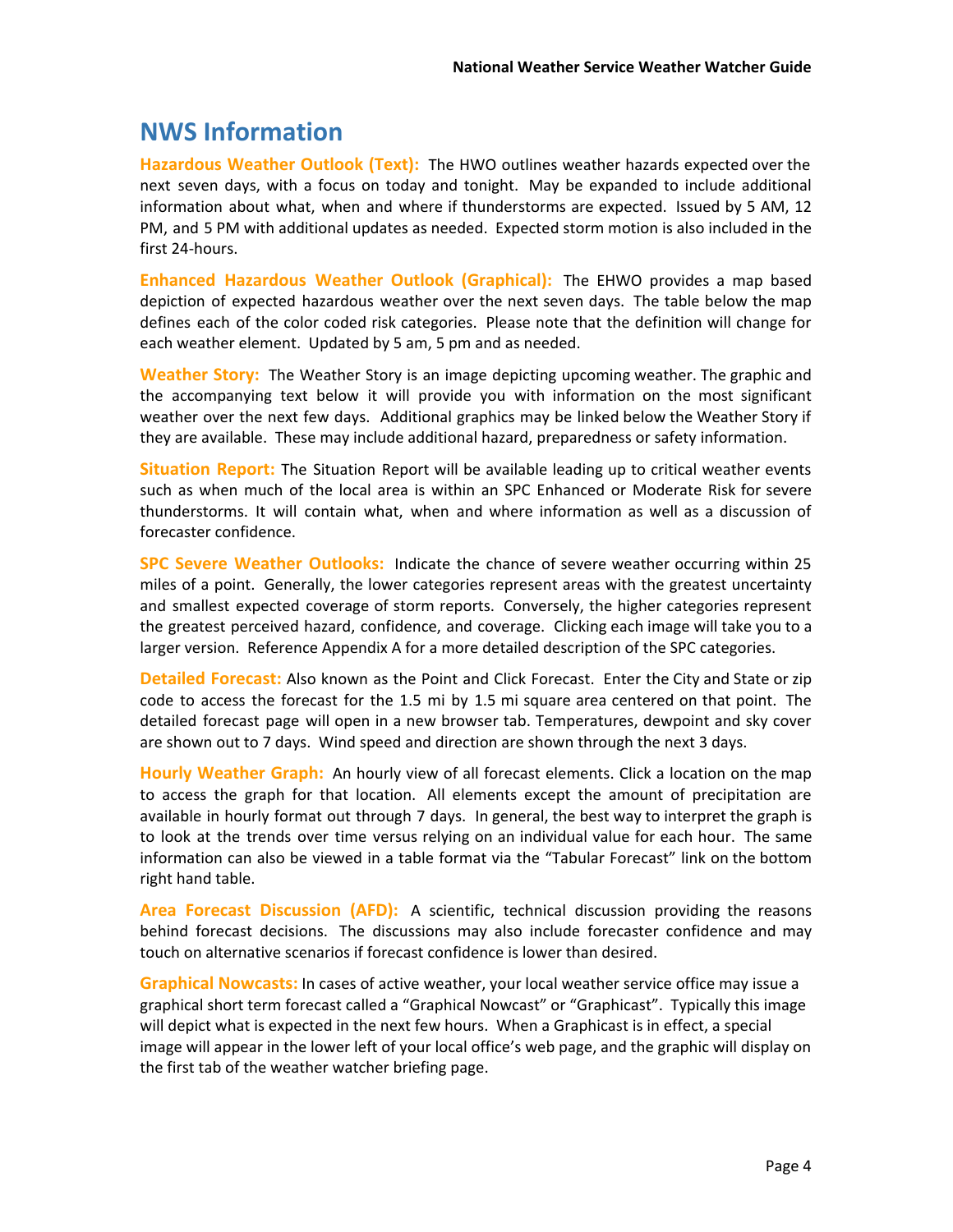# NWS Information

**Hazardous Weather Outlook (Text):** The HWO outlines weather hazards expected over the next seven days, with a focus on today and tonight. May be expanded to include additional information about what, when and where if thunderstorms are expected. Issued by 5 AM, 12 PM, and 5 PM with additional updates as needed. Expected storm motion is also included in the first 24-hours.

**Enhanced Hazardous Weather Outlook (Graphical):** The EHWO provides a map based depiction of expected hazardous weather over the next seven days. The table below the map defines each of the color coded risk categories. Please note that the definition will change for each weather element. Updated by 5 am, 5 pm and as needed.

**Weather Story:** The Weather Story is an image depicting upcoming weather. The graphic and the accompanying text below it will provide you with information on the most significant weather over the next few days. Additional graphics may be linked below the Weather Story if they are available. These may include additional hazard, preparedness or safety information.

**Situation Report:** The Situation Report will be available leading up to critical weather events such as when much of the local area is within an SPC Enhanced or Moderate Risk for severe thunderstorms. It will contain what, when and where information as well as a discussion of forecaster confidence.

**SPC Severe Weather Outlooks:** Indicate the chance of severe weather occurring within 25 miles of a point. Generally, the lower categories represent areas with the greatest uncertainty and smallest expected coverage of storm reports. Conversely, the higher categories represent the greatest perceived hazard, confidence, and coverage. Clicking each image will take you to a larger version. Reference Appendix A for a more detailed description of the SPC categories.

**Detailed Forecast:** Also known as the Point and Click Forecast. Enter the City and State or zip code to access the forecast for the 1.5 mi by 1.5 mi square area centered on that point. The detailed forecast page will open in a new browser tab. Temperatures, dewpoint and sky cover are shown out to 7 days. Wind speed and direction are shown through the next 3 days.

**Hourly Weather Graph:** An hourly view of all forecast elements. Click a location on the map to access the graph for that location. All elements except the amount of precipitation are available in hourly format out through 7 days. In general, the best way to interpret the graph is to look at the trends over time versus relying on an individual value for each hour. The same information can also be viewed in a table format via the "Tabular Forecast" link on the bottom right hand table.

**Area Forecast Discussion (AFD):** A scientific, technical discussion providing the reasons behind forecast decisions. The discussions may also include forecaster confidence and may touch on alternative scenarios if forecast confidence is lower than desired.

**Graphical Nowcasts:** In cases of active weather, your local weather service office may issue a graphical short term forecast called a "Graphical Nowcast" or "Graphicast". Typically this image will depict what is expected in the next few hours. When a Graphicast is in effect, a special image will appear in the lower left of your local office's web page, and the graphic will display on the first tab of the weather watcher briefing page.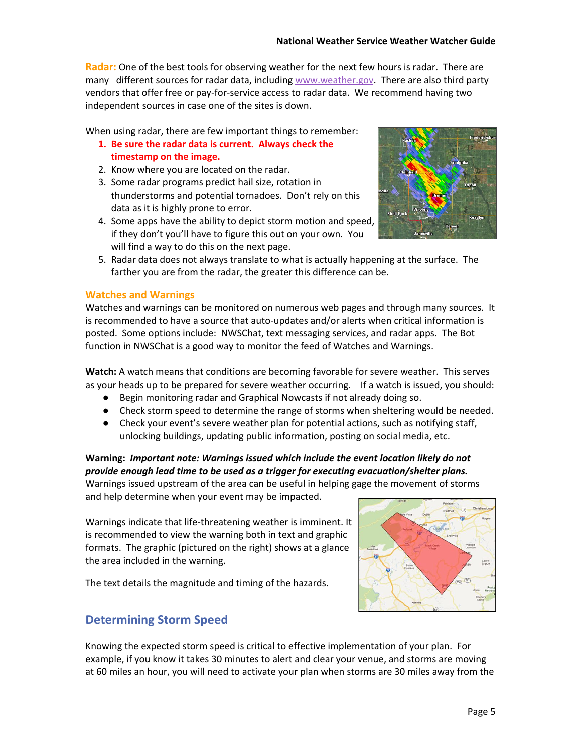**Radar:** One of the best tools for observing weather for the next few hours is radar. There are many different sources for radar data, including www.weather.gov. There are also third party vendors that offer free or pay-for-service access to radar data. We recommend having two independent sources in case one of the sites is down.

When using radar, there are few important things to remember:

1. **Be sure the radar data is current. Always check the timestamp on the image.**
2. Know where you are located on the radar.
3. Some radar programs predict hail size, rotation in thunderstorms and potential tornadoes. Don't rely on this data as it is highly prone to error.
4. Some apps have the ability to depict storm motion and speed, if they don't you'll have to figure this out on your own. You will find a way to do this on the next page.
5. Radar data does not always translate to what is actually happening at the surface. The farther you are from the radar, the greater this difference can be.

## Watches and Warnings

Watches and warnings can be monitored on numerous web pages and through many sources. It is recommended to have a source that auto-updates and/or alerts when critical information is posted. Some options include: NWSChat, text messaging services, and radar apps. The Bot function in NWSChat is a good way to monitor the feed of Watches and Warnings.

**Watch:** A watch means that conditions are becoming favorable for severe weather. This serves as your heads up to be prepared for severe weather occurring. If a watch is issued, you should:

- Begin monitoring radar and Graphical Nowcasts if not already doing so.
- Check storm speed to determine the range of storms when sheltering would be needed.
- Check your event's severe weather plan for potential actions, such as notifying staff, unlocking buildings, updating public information, posting on social media, etc.

**Warning:** ***Important note: Warnings issued which include the event location likely do not provide enough lead time to be used as a trigger for executing evacuation/shelter plans.*** Warnings issued upstream of the area can be useful in helping gage the movement of storms and help determine when your event may be impacted.

Warnings indicate that life-threatening weather is imminent. It is recommended to view the warning both in text and graphic formats. The graphic (pictured on the right) shows at a glance the area included in the warning.

The text details the magnitude and timing of the hazards.

## Determining Storm Speed

Knowing the expected storm speed is critical to effective implementation of your plan. For example, if you know it takes 30 minutes to alert and clear your venue, and storms are moving at 60 miles an hour, you will need to activate your plan when storms are 30 miles away from the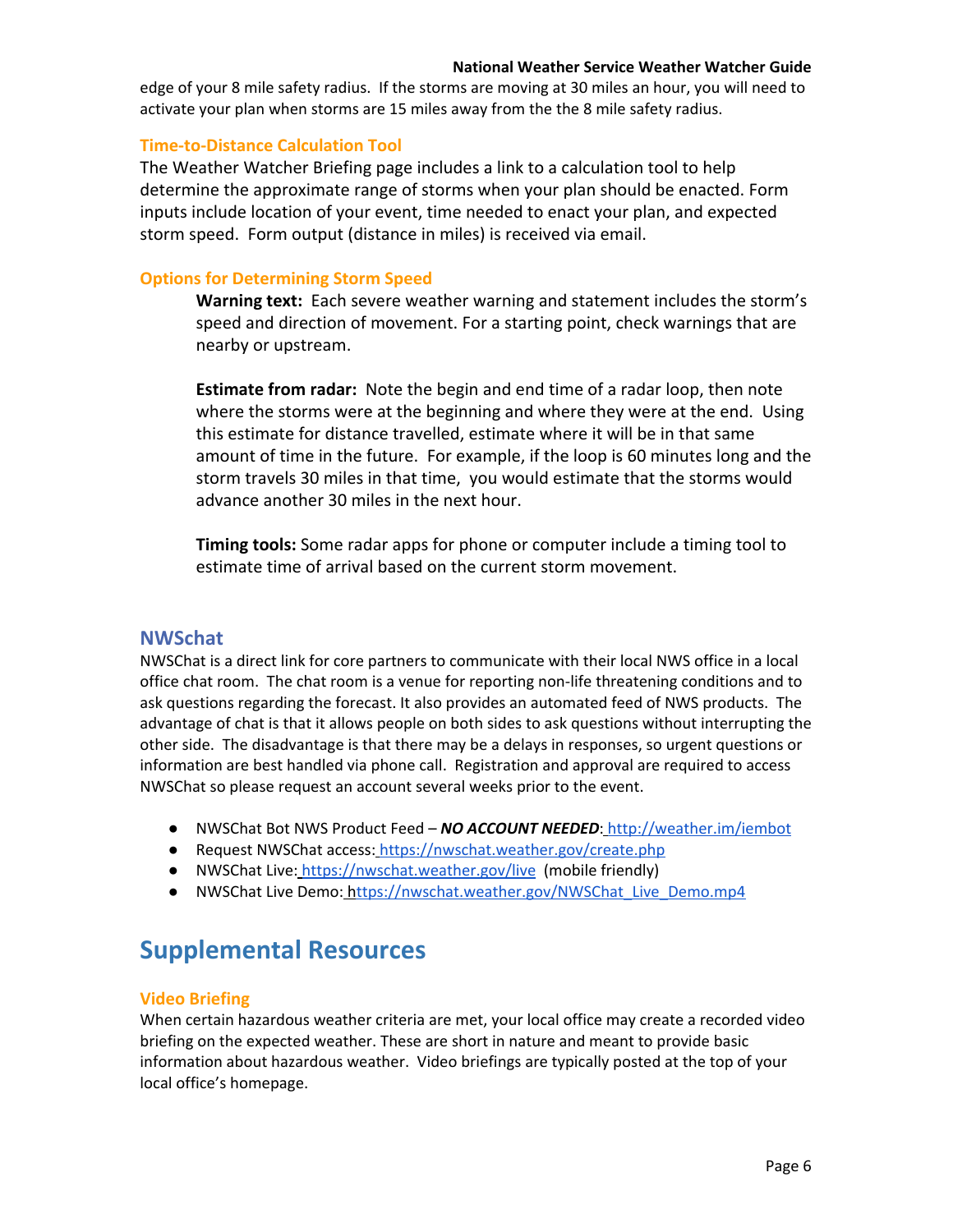edge of your 8 mile safety radius. If the storms are moving at 30 miles an hour, you will need to activate your plan when storms are 15 miles away from the the 8 mile safety radius.

### Time-to-Distance Calculation Tool

The Weather Watcher Briefing page includes a link to a calculation tool to help determine the approximate range of storms when your plan should be enacted. Form inputs include location of your event, time needed to enact your plan, and expected storm speed. Form output (distance in miles) is received via email.

### Options for Determining Storm Speed

**Warning text:** Each severe weather warning and statement includes the storm's speed and direction of movement. For a starting point, check warnings that are nearby or upstream.

**Estimate from radar:** Note the begin and end time of a radar loop, then note where the storms were at the beginning and where they were at the end. Using this estimate for distance travelled, estimate where it will be in that same amount of time in the future. For example, if the loop is 60 minutes long and the storm travels 30 miles in that time, you would estimate that the storms would advance another 30 miles in the next hour.

**Timing tools:** Some radar apps for phone or computer include a timing tool to estimate time of arrival based on the current storm movement.

## NWSchat

NWSChat is a direct link for core partners to communicate with their local NWS office in a local office chat room. The chat room is a venue for reporting non-life threatening conditions and to ask questions regarding the forecast. It also provides an automated feed of NWS products. The advantage of chat is that it allows people on both sides to ask questions without interrupting the other side. The disadvantage is that there may be a delays in responses, so urgent questions or information are best handled via phone call. Registration and approval are required to access NWSChat so please request an account several weeks prior to the event.

- NWSChat Bot NWS Product Feed – ***NO ACCOUNT NEEDED***: http://weather.im/iembot
- Request NWSChat access: https://nwschat.weather.gov/create.php
- NWSChat Live: https://nwschat.weather.gov/live (mobile friendly)
- NWSChat Live Demo: https://nwschat.weather.gov/NWSChat_Live_Demo.mp4

# Supplemental Resources

### Video Briefing

When certain hazardous weather criteria are met, your local office may create a recorded video briefing on the expected weather. These are short in nature and meant to provide basic information about hazardous weather. Video briefings are typically posted at the top of your local office's homepage.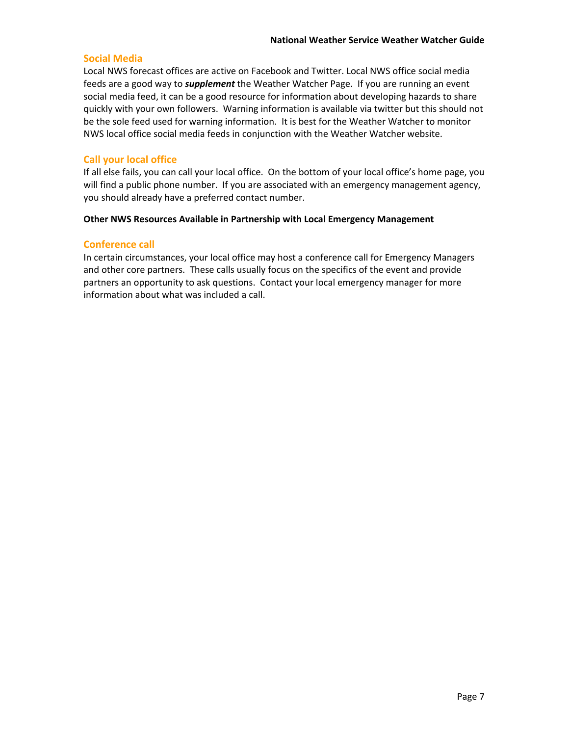## Social Media

Local NWS forecast offices are active on Facebook and Twitter. Local NWS office social media feeds are a good way to ***supplement*** the Weather Watcher Page. If you are running an event social media feed, it can be a good resource for information about developing hazards to share quickly with your own followers. Warning information is available via twitter but this should not be the sole feed used for warning information. It is best for the Weather Watcher to monitor NWS local office social media feeds in conjunction with the Weather Watcher website.

## Call your local office

If all else fails, you can call your local office. On the bottom of your local office's home page, you will find a public phone number. If you are associated with an emergency management agency, you should already have a preferred contact number.

**Other NWS Resources Available in Partnership with Local Emergency Management**

## Conference call

In certain circumstances, your local office may host a conference call for Emergency Managers and other core partners. These calls usually focus on the specifics of the event and provide partners an opportunity to ask questions. Contact your local emergency manager for more information about what was included a call.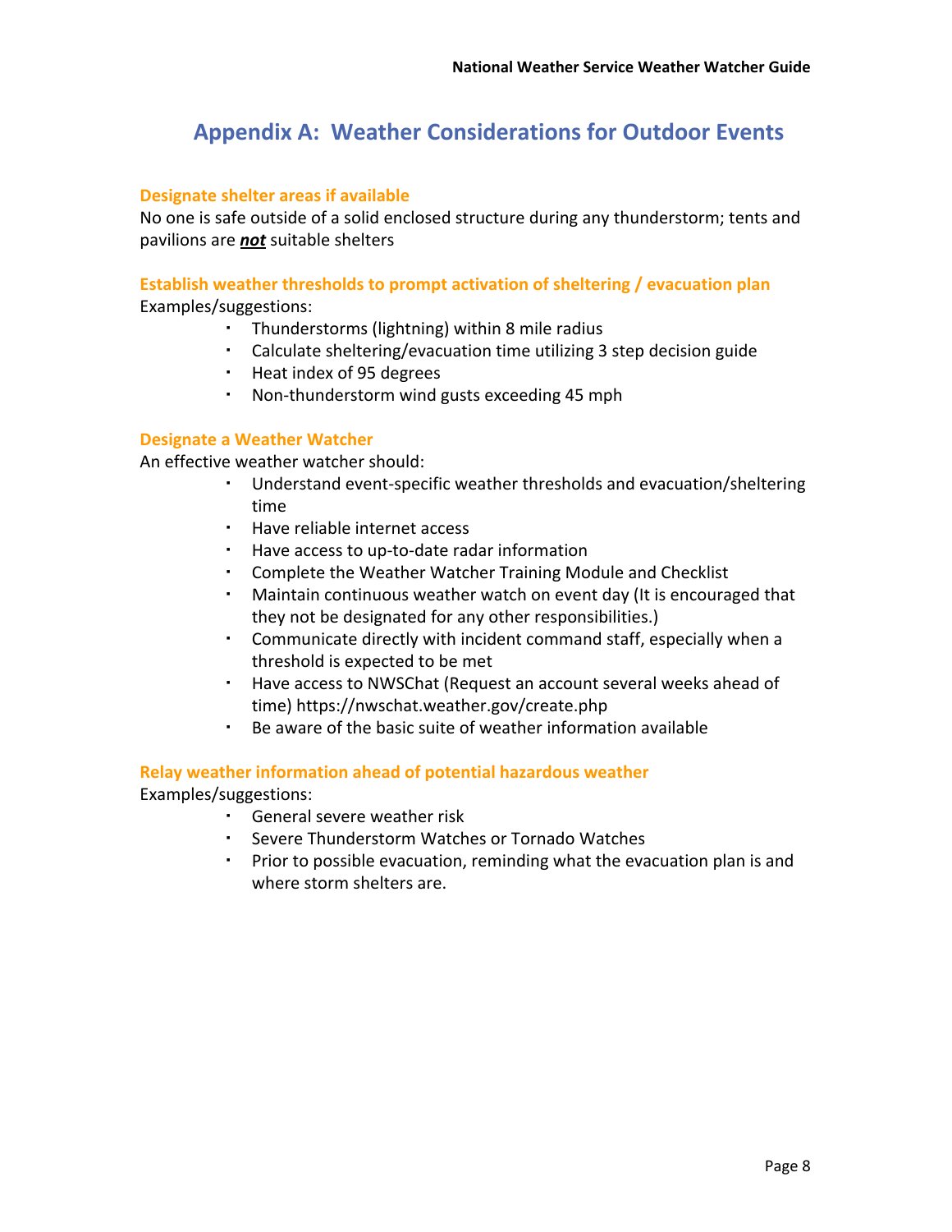# Appendix A: Weather Considerations for Outdoor Events

### Designate shelter areas if available

No one is safe outside of a solid enclosed structure during any thunderstorm; tents and pavilions are ***not*** suitable shelters

### Establish weather thresholds to prompt activation of sheltering / evacuation plan

Examples/suggestions:

- Thunderstorms (lightning) within 8 mile radius
- Calculate sheltering/evacuation time utilizing 3 step decision guide
- Heat index of 95 degrees
- Non-thunderstorm wind gusts exceeding 45 mph

### Designate a Weather Watcher

An effective weather watcher should:

- Understand event-specific weather thresholds and evacuation/sheltering time
- Have reliable internet access
- Have access to up-to-date radar information
- Complete the Weather Watcher Training Module and Checklist
- Maintain continuous weather watch on event day (It is encouraged that they not be designated for any other responsibilities.)
- Communicate directly with incident command staff, especially when a threshold is expected to be met
- Have access to NWSChat (Request an account several weeks ahead of time) https://nwschat.weather.gov/create.php
- Be aware of the basic suite of weather information available

### Relay weather information ahead of potential hazardous weather

Examples/suggestions:

- General severe weather risk
- Severe Thunderstorm Watches or Tornado Watches
- Prior to possible evacuation, reminding what the evacuation plan is and where storm shelters are.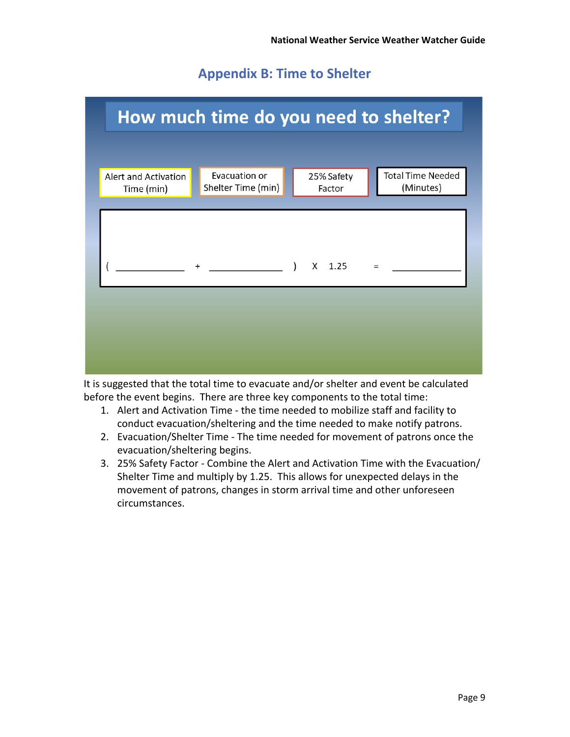## Appendix B: Time to Shelter

### How much time do you need to shelter?

| Alert and Activation Time (min) | Evacuation or Shelter Time (min) | 25% Safety Factor | Total Time Needed (Minutes) |
|---|---|---|---|

( ______________ + ______________ ) X 1.25 = ______________

It is suggested that the total time to evacuate and/or shelter and event be calculated before the event begins. There are three key components to the total time:

1. Alert and Activation Time - the time needed to mobilize staff and facility to conduct evacuation/sheltering and the time needed to make notify patrons.
2. Evacuation/Shelter Time - The time needed for movement of patrons once the evacuation/sheltering begins.
3. 25% Safety Factor - Combine the Alert and Activation Time with the Evacuation/ Shelter Time and multiply by 1.25. This allows for unexpected delays in the movement of patrons, changes in storm arrival time and other unforeseen circumstances.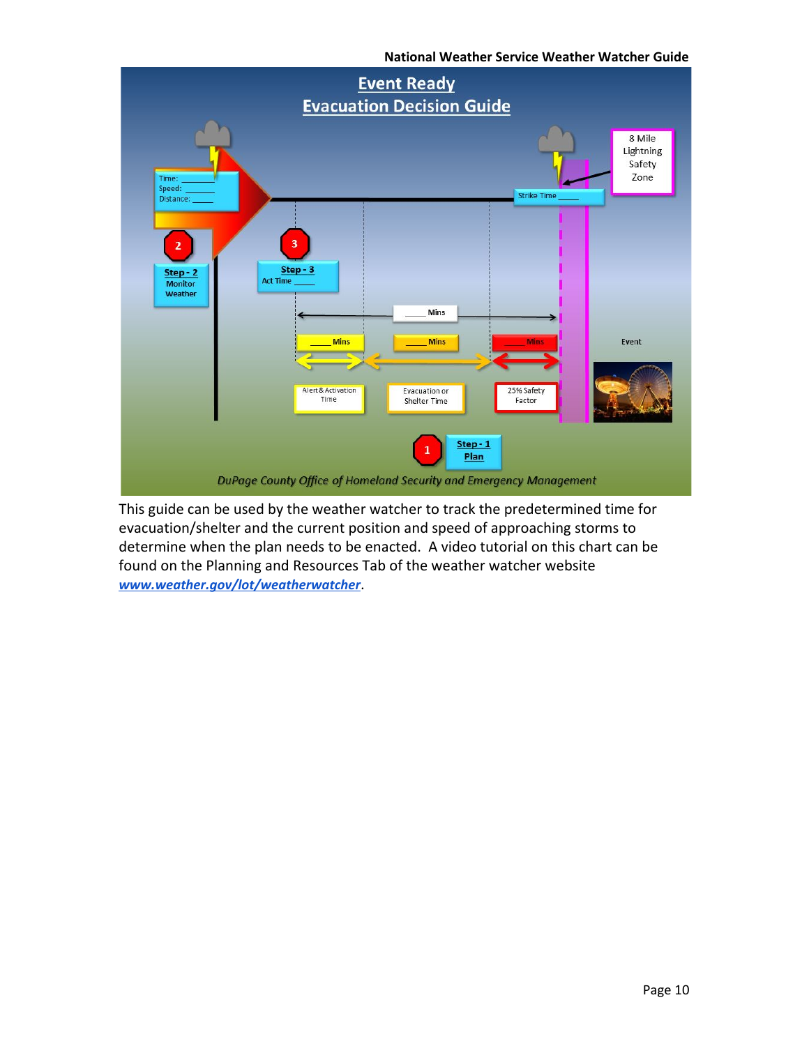## Event Ready
## Evacuation Decision Guide

Time: ______
Speed: ______
Distance: _____

8 Mile Lightning Safety Zone

Strike Time _____

2 **Step - 2** Monitor Weather

3 **Step - 3** Act Time _____

_____ Mins

_____ Mins | _____ Mins | _____ Mins

Alert & Activation Time | Evacuation or Shelter Time | 25% Safety Factor

Event

1 **Step - 1** **Plan**

*DuPage County Office of Homeland Security and Emergency Management*

This guide can be used by the weather watcher to track the predetermined time for evacuation/shelter and the current position and speed of approaching storms to determine when the plan needs to be enacted. A video tutorial on this chart can be found on the Planning and Resources Tab of the weather watcher website ***www.weather.gov/lot/weatherwatcher***.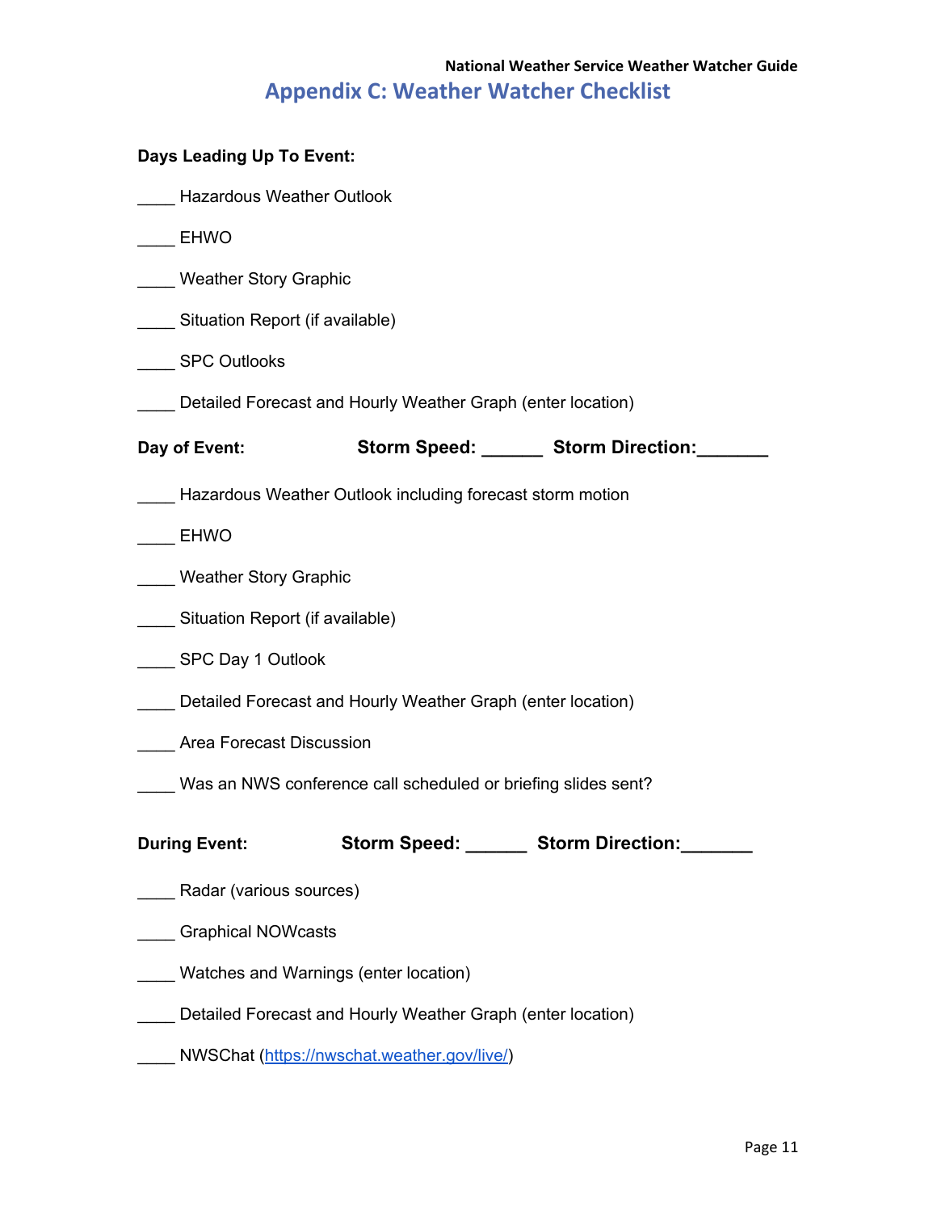# Appendix C: Weather Watcher Checklist

**Days Leading Up To Event:**

____ Hazardous Weather Outlook

____ EHWO

____ Weather Story Graphic

____ Situation Report (if available)

____ SPC Outlooks

____ Detailed Forecast and Hourly Weather Graph (enter location)

**Day of Event:** **Storm Speed: ______ Storm Direction:_______**

____ Hazardous Weather Outlook including forecast storm motion

____ EHWO

____ Weather Story Graphic

____ Situation Report (if available)

____ SPC Day 1 Outlook

____ Detailed Forecast and Hourly Weather Graph (enter location)

____ Area Forecast Discussion

____ Was an NWS conference call scheduled or briefing slides sent?

**During Event:** **Storm Speed: ______ Storm Direction:_______**

____ Radar (various sources)

____ Graphical NOWcasts

____ Watches and Warnings (enter location)

____ Detailed Forecast and Hourly Weather Graph (enter location)

____ NWSChat (https://nwschat.weather.gov/live/)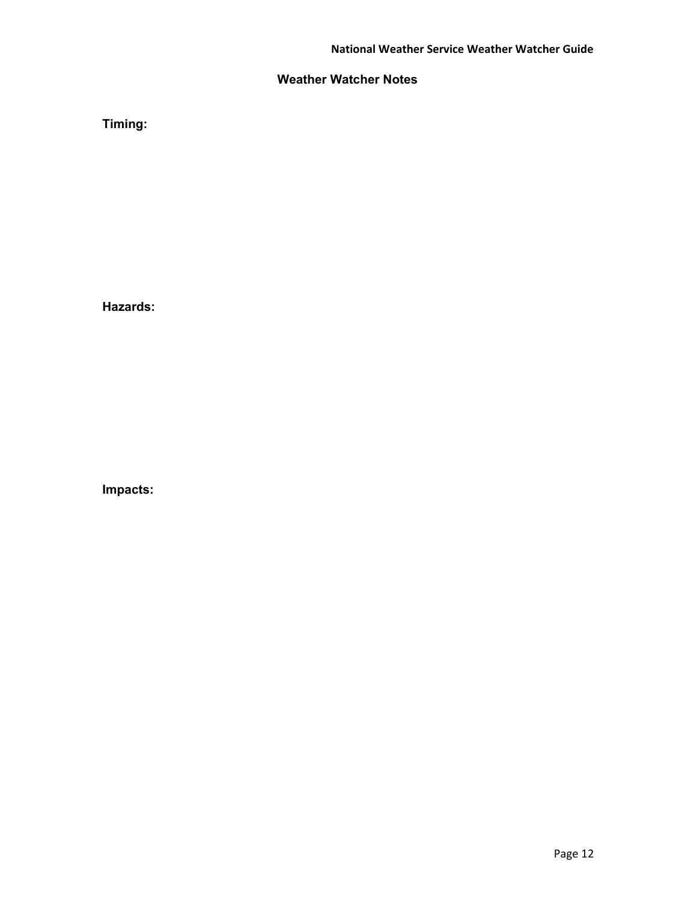# Weather Watcher Notes

**Timing:**

**Hazards:**

**Impacts:**